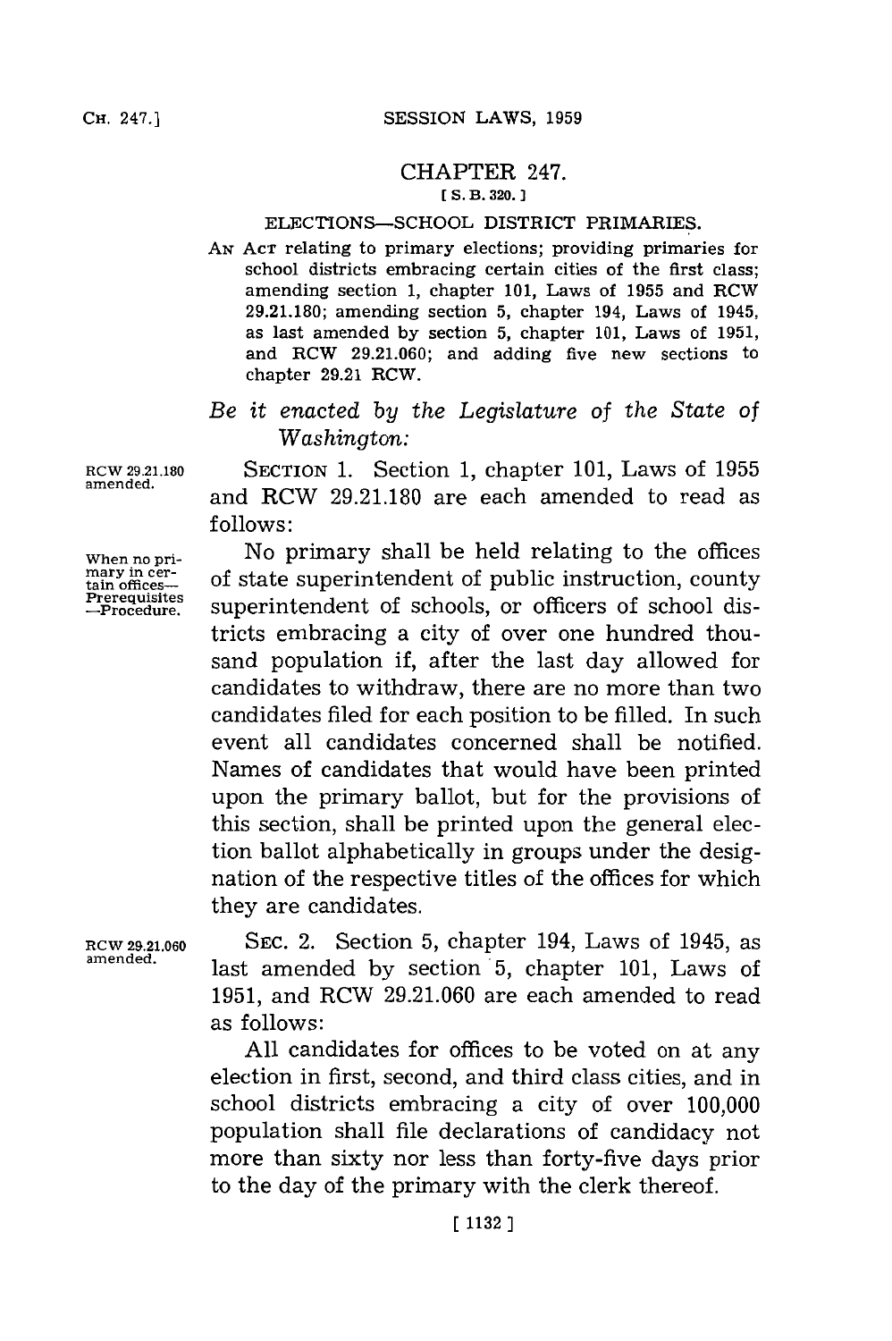# CHAPTER 247.

**[S. B. 320.]**

## ELECTIONS—SCHOOL DISTRICT PRIMARIES.

AN ACT relating to primary elections; providing primaries for school districts embracing certain cities of the first class; amending section 1, chapter 101, Laws of 1955 and RCW 29.21.180; amending section 5, chapter 194, Laws of 1945, as last amended by section 5, chapter 101, Laws of 1951, and RCW 29.21.060; and adding five new sections to chapter 29.21 RCW.

*Be it enacted by the Legislature of the State of Washington:*

RCW 29.21.180 amended.

SECTION 1. Section 1, chapter 101, Laws of 1955 and RCW 29.21.180 are each amended to read as follows:

When no primary in certain offices—Prerequisites—Procedure.

No primary shall be held relating to the offices of state superintendent of public instruction, county superintendent of schools, or officers of school districts embracing a city of over one hundred thousand population if, after the last day allowed for candidates to withdraw, there are no more than two candidates filed for each position to be filled. In such event all candidates concerned shall be notified. Names of candidates that would have been printed upon the primary ballot, but for the provisions of this section, shall be printed upon the general election ballot alphabetically in groups under the designation of the respective titles of the offices for which they are candidates.

RCW 29.21.060 amended.

SEC. 2. Section 5, chapter 194, Laws of 1945, as last amended by section 5, chapter 101, Laws of 1951, and RCW 29.21.060 are each amended to read as follows:

All candidates for offices to be voted on at any election in first, second, and third class cities, and in school districts embracing a city of over 100,000 population shall file declarations of candidacy not more than sixty nor less than forty-five days prior to the day of the primary with the clerk thereof.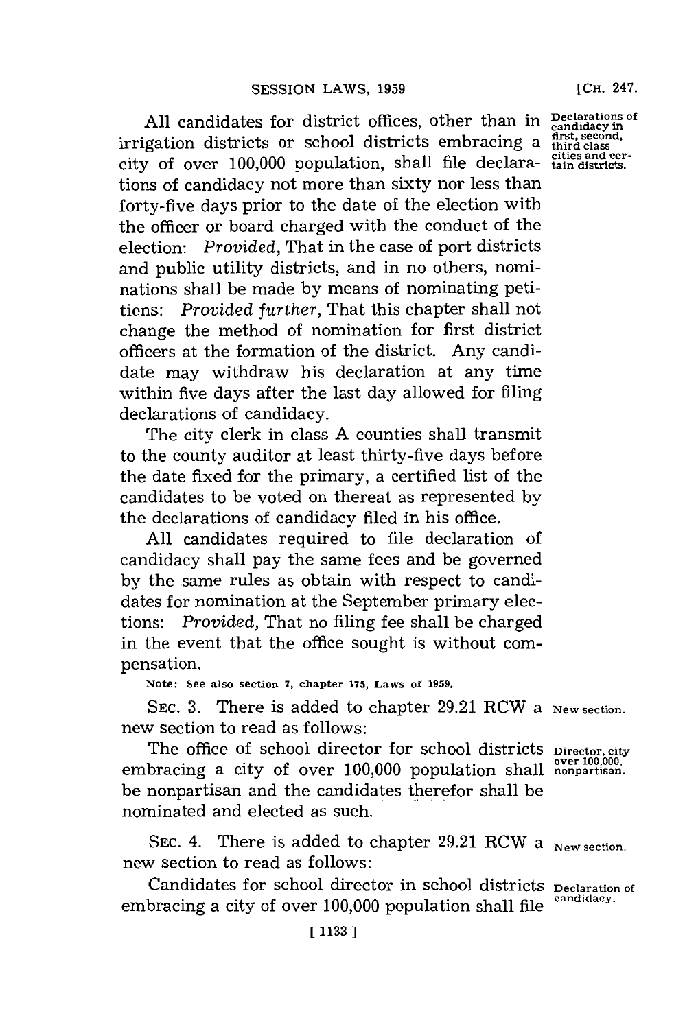All candidates for district offices, other than in irrigation districts or school districts embracing a city of over 100,000 population, shall file declarations of candidacy not more than sixty nor less than forty-five days prior to the date of the election with the officer or board charged with the conduct of the election: *Provided,* That in the case of port districts and public utility districts, and in no others, nominations shall be made by means of nominating petitions: *Provided further,* That this chapter shall not change the method of nomination for first district officers at the formation of the district. Any candidate may withdraw his declaration at any time within five days after the last day allowed for filing declarations of candidacy.

Declarations of candidacy in first, second, third class cities and certain districts.

The city clerk in class A counties shall transmit to the county auditor at least thirty-five days before the date fixed for the primary, a certified list of the candidates to be voted on thereat as represented by the declarations of candidacy filed in his office.

All candidates required to file declaration of candidacy shall pay the same fees and be governed by the same rules as obtain with respect to candidates for nomination at the September primary elections: *Provided,* That no filing fee shall be charged in the event that the office sought is without compensation.

Note: See also section 7, chapter 175, Laws of 1959.

SEC. 3. There is added to chapter 29.21 RCW a new section to read as follows:

New section.

The office of school director for school districts embracing a city of over 100,000 population shall be nonpartisan and the candidates therefor shall be nominated and elected as such.

Director, city over 100,000, nonpartisan.

SEC. 4. There is added to chapter 29.21 RCW a new section to read as follows:

New section.

Candidates for school director in school districts embracing a city of over 100,000 population shall file

Declaration of candidacy.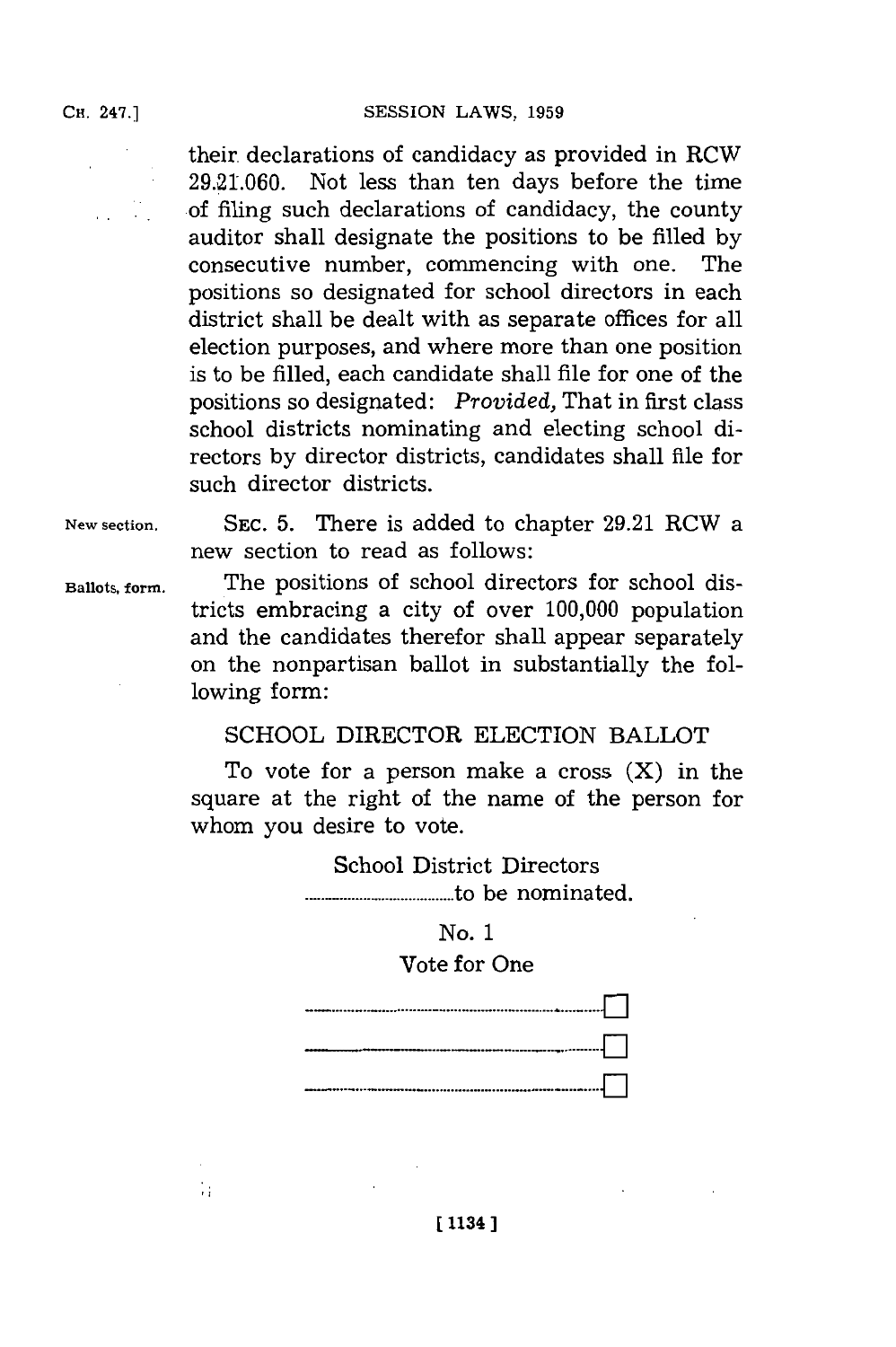their declarations of candidacy as provided in RCW 29.21.060. Not less than ten days before the time of filing such declarations of candidacy, the county auditor shall designate the positions to be filled by consecutive number, commencing with one. The positions so designated for school directors in each district shall be dealt with as separate offices for all election purposes, and where more than one position is to be filled, each candidate shall file for one of the positions so designated: *Provided,* That in first class school districts nominating and electing school directors by director districts, candidates shall file for such director districts.

New section. SEC. 5. There is added to chapter 29.21 RCW a new section to read as follows:

Ballots, form. The positions of school directors for school districts embracing a city of over 100,000 population and the candidates therefor shall appear separately on the nonpartisan ballot in substantially the following form:

SCHOOL DIRECTOR ELECTION BALLOT

To vote for a person make a cross (X) in the square at the right of the name of the person for whom you desire to vote.

School District Directors
..............................to be nominated.

No. 1
Vote for One

.............................................................☐
.............................................................☐
.............................................................☐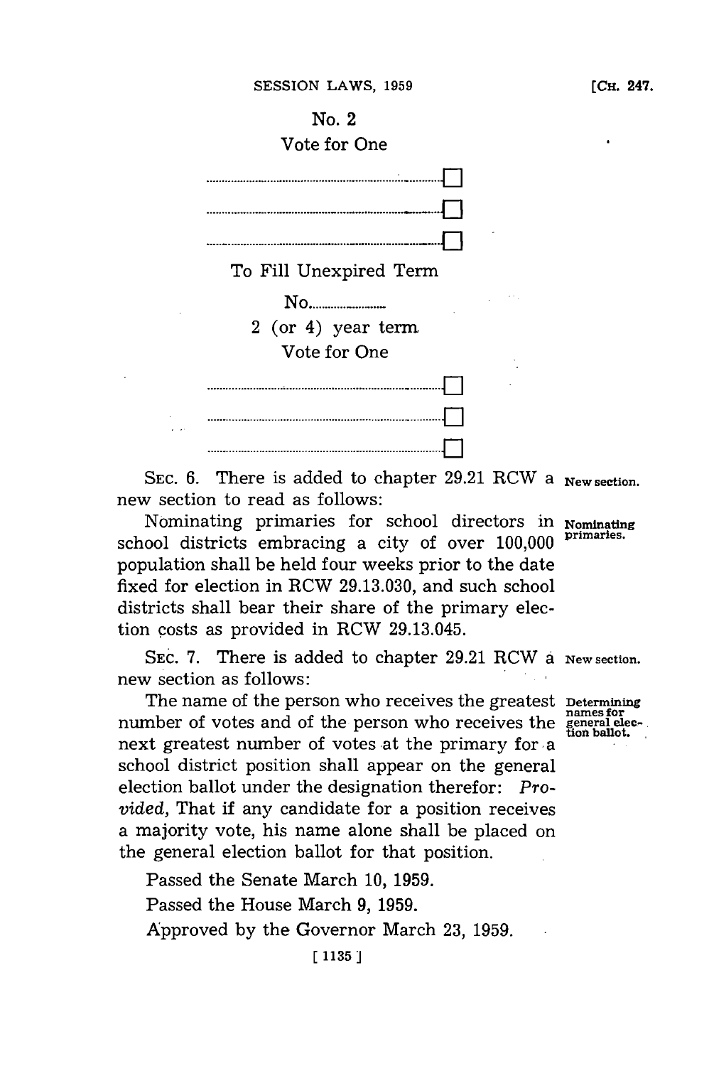No. 2

Vote for One

............................................................ ☐

............................................................ ☐

............................................................ ☐

To Fill Unexpired Term

No.......................

2 (or 4) year term

Vote for One

............................................................ ☐

............................................................ ☐

............................................................ ☐

SEC. 6. There is added to chapter 29.21 RCW a new section to read as follows:

*New section.*

*Nominating primaries.*

Nominating primaries for school directors in school districts embracing a city of over 100,000 population shall be held four weeks prior to the date fixed for election in RCW 29.13.030, and such school districts shall bear their share of the primary election costs as provided in RCW 29.13.045.

SEC. 7. There is added to chapter 29.21 RCW a new section as follows:

*New section.*

*Determining names for general election ballot.*

The name of the person who receives the greatest number of votes and of the person who receives the next greatest number of votes at the primary for a school district position shall appear on the general election ballot under the designation therefor: *Provided,* That if any candidate for a position receives a majority vote, his name alone shall be placed on the general election ballot for that position.

Passed the Senate March 10, 1959.

Passed the House March 9, 1959.

Approved by the Governor March 23, 1959.